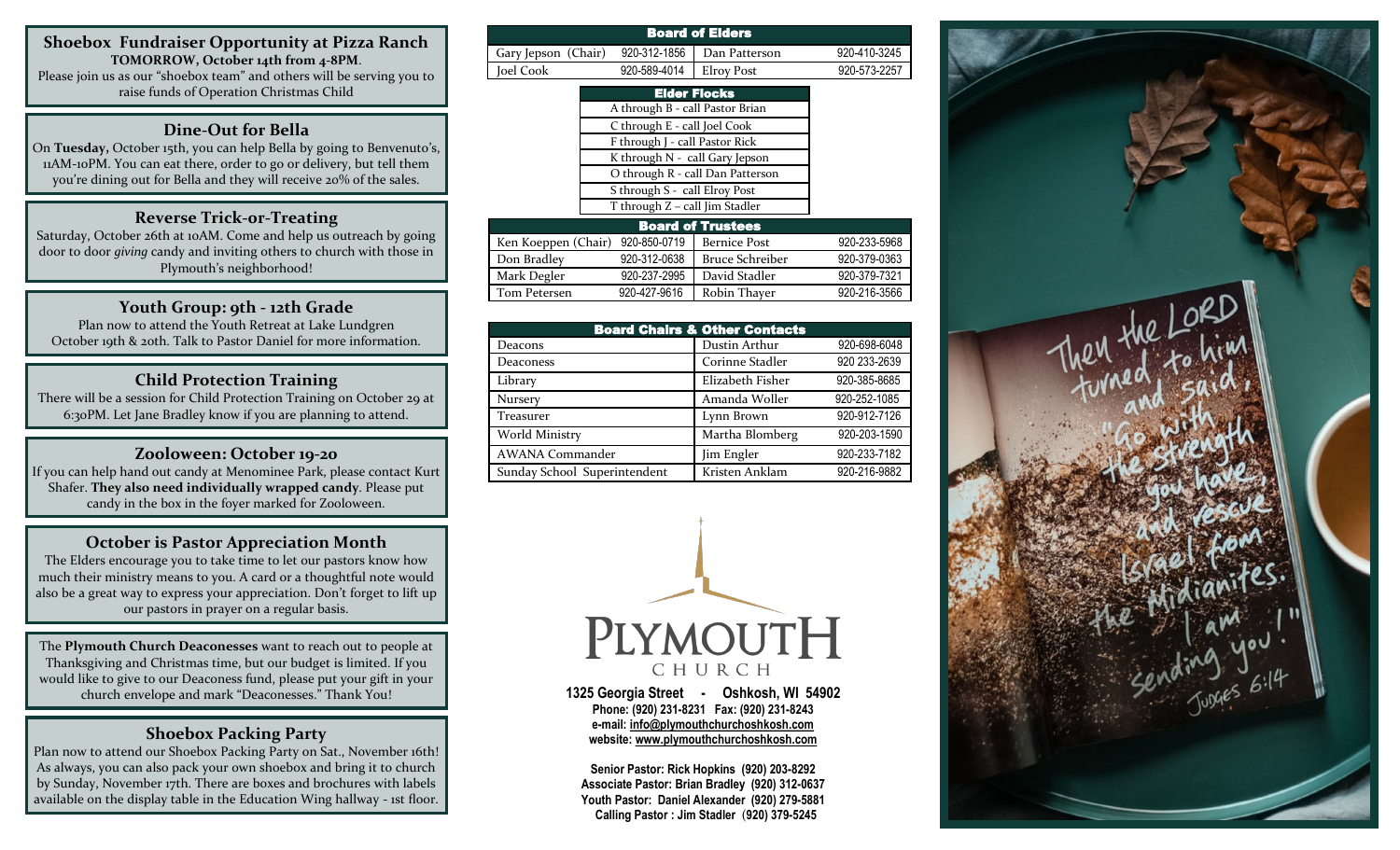## Shoebox Fundraiser Opportunity at Pizza Ranch

**TOMORROW, October 14th from 4-8PM**.

Please join us as our "shoebox team" and others will be serving you to raise funds of Operation Christmas Child

## Dine-Out for Bella

On **Tuesday,** October 15th, you can help Bella by going to Benvenuto's, 11AM-10PM. You can eat there, order to go or delivery, but tell them you're dining out for Bella and they will receive 20% of the sales.

## Reverse Trick-or-Treating

Saturday, October 26th at 10AM. Come and help us outreach by going door to door *giving* candy and inviting others to church with those in Plymouth's neighborhood!

## Youth Group: 9th - 12th Grade

Plan now to attend the Youth Retreat at Lake Lundgren October 19th & 20th. Talk to Pastor Daniel for more information.

## Child Protection Training

There will be a session for Child Protection Training on October 29 at 6:30PM. Let Jane Bradley know if you are planning to attend.

## Zooloween: October 19-20

If you can help hand out candy at Menominee Park, please contact Kurt Shafer. **They also need individually wrapped candy**. Please put candy in the box in the foyer marked for Zooloween.

## October is Pastor Appreciation Month

The Elders encourage you to take time to let our pastors know how much their ministry means to you. A card or a thoughtful note would also be a great way to express your appreciation. Don't forget to lift up our pastors in prayer on a regular basis.

The **Plymouth Church Deaconesses** want to reach out to people at Thanksgiving and Christmas time, but our budget is limited. If you would like to give to our Deaconess fund, please put your gift in your church envelope and mark "Deaconesses." Thank You!

## Shoebox Packing Party

Plan now to attend our Shoebox Packing Party on Sat., November 16th! As always, you can also pack your own shoebox and bring it to church by Sunday, November 17th. There are boxes and brochures with labels available on the display table in the Education Wing hallway - 1st floor.

| Board of Elders | | | |
|---|---|---|---|
| Gary Jepson (Chair) | 920-312-1856 | Dan Patterson | 920-410-3245 |
| Joel Cook | 920-589-4014 | Elroy Post | 920-573-2257 |

| Elder Flocks |
|---|
| A through B - call Pastor Brian |
| C through E - call Joel Cook |
| F through J - call Pastor Rick |
| K through N - call Gary Jepson |
| O through R - call Dan Patterson |
| S through S - call Elroy Post |
| T through Z – call Jim Stadler |

| Board of Trustees | | | |
|---|---|---|---|
| Ken Koeppen (Chair) | 920-850-0719 | Bernice Post | 920-233-5968 |
| Don Bradley | 920-312-0638 | Bruce Schreiber | 920-379-0363 |
| Mark Degler | 920-237-2995 | David Stadler | 920-379-7321 |
| Tom Petersen | 920-427-9616 | Robin Thayer | 920-216-3566 |

| Board Chairs & Other Contacts | | |
|---|---|---|
| Deacons | Dustin Arthur | 920-698-6048 |
| Deaconess | Corinne Stadler | 920 233-2639 |
| Library | Elizabeth Fisher | 920-385-8685 |
| Nursery | Amanda Woller | 920-252-1085 |
| Treasurer | Lynn Brown | 920-912-7126 |
| World Ministry | Martha Blomberg | 920-203-1590 |
| AWANA Commander | Jim Engler | 920-233-7182 |
| Sunday School Superintendent | Kristen Anklam | 920-216-9882 |

PLYMOUTH CHURCH

**1325 Georgia Street - Oshkosh, WI 54902**
**Phone: (920) 231-8231 Fax: (920) 231-8243**
**e-mail: info@plymouthchurchoshkosh.com**
**website: www.plymouthchurchoshkosh.com**

**Senior Pastor: Rick Hopkins (920) 203-8292**
**Associate Pastor: Brian Bradley (920) 312-0637**
**Youth Pastor: Daniel Alexander (920) 279-5881**
**Calling Pastor : Jim Stadler (920) 379-5245**

Then the LORD turned to him and said, "Go with the strength you have, and rescue Israel from the Midianites. I am sending you!" Judges 6:14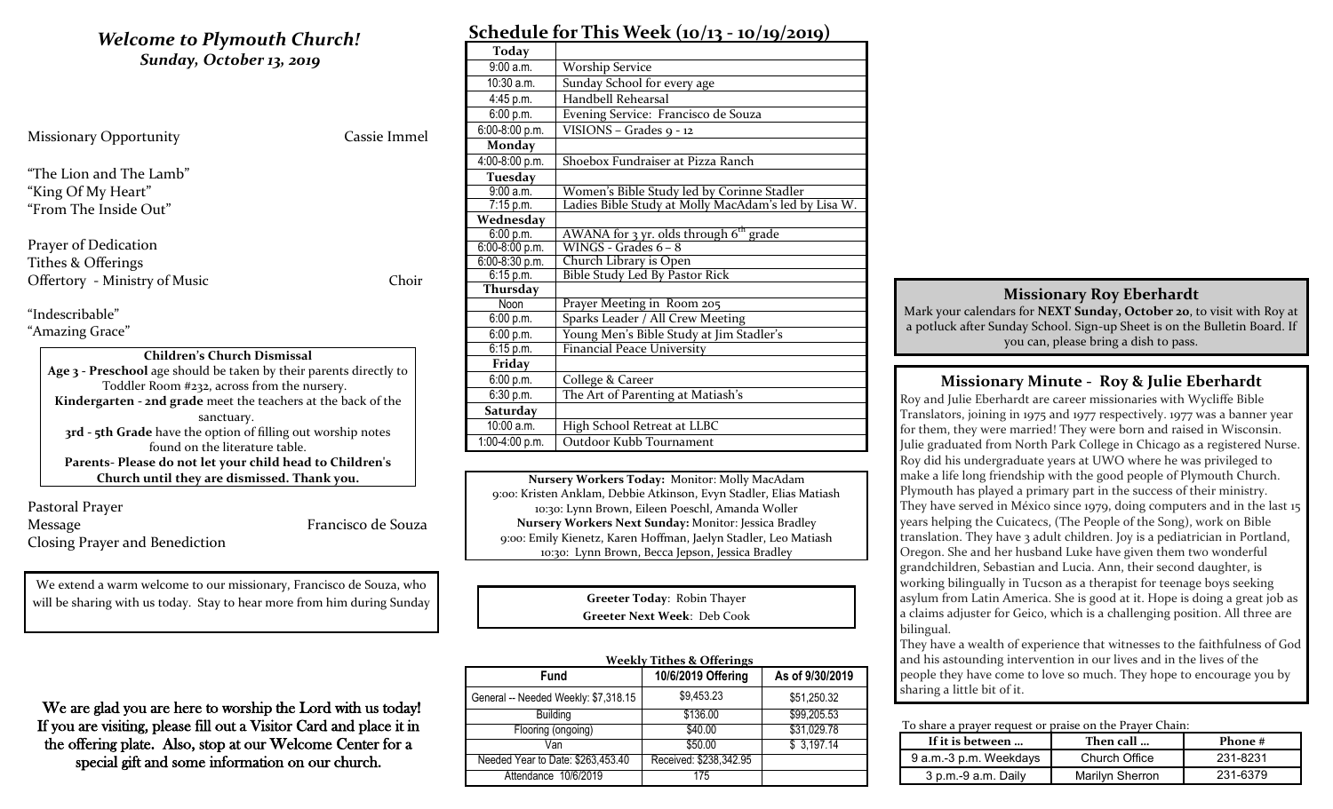## *Welcome to Plymouth Church!*

### *Sunday, October 13, 2019*

Missionary Opportunity — Cassie Immel

"The Lion and The Lamb"
"King Of My Heart"
"From The Inside Out"

Prayer of Dedication
Tithes & Offerings
Offertory - Ministry of Music — Choir

"Indescribable"
"Amazing Grace"

**Children's Church Dismissal**
**Age 3 - Preschool** age should be taken by their parents directly to Toddler Room #232, across from the nursery.
**Kindergarten - 2nd grade** meet the teachers at the back of the sanctuary.
**3rd - 5th Grade** have the option of filling out worship notes found on the literature table.
**Parents- Please do not let your child head to Children's Church until they are dismissed. Thank you.**

Pastoral Prayer
Message — Francisco de Souza
Closing Prayer and Benediction

We extend a warm welcome to our missionary, Francisco de Souza, who will be sharing with us today. Stay to hear more from him during Sunday

We are glad you are here to worship the Lord with us today! If you are visiting, please fill out a Visitor Card and place it in the offering plate. Also, stop at our Welcome Center for a special gift and some information on our church.

## Schedule for This Week (10/13 - 10/19/2019)

| **Today** | |
|---|---|
| 9:00 a.m. | Worship Service |
| 10:30 a.m. | Sunday School for every age |
| 4:45 p.m. | Handbell Rehearsal |
| 6:00 p.m. | Evening Service: Francisco de Souza |
| 6:00-8:00 p.m. | VISIONS – Grades 9 - 12 |
| **Monday** | |
| 4:00-8:00 p.m. | Shoebox Fundraiser at Pizza Ranch |
| **Tuesday** | |
| 9:00 a.m. | Women's Bible Study led by Corinne Stadler |
| 7:15 p.m. | Ladies Bible Study at Molly MacAdam's led by Lisa W. |
| **Wednesday** | |
| 6:00 p.m. | AWANA for 3 yr. olds through 6th grade |
| 6:00-8:00 p.m. | WINGS - Grades 6 – 8 |
| 6:00-8:30 p.m. | Church Library is Open |
| 6:15 p.m. | Bible Study Led By Pastor Rick |
| **Thursday** | |
| Noon | Prayer Meeting in Room 205 |
| 6:00 p.m. | Sparks Leader / All Crew Meeting |
| 6:00 p.m. | Young Men's Bible Study at Jim Stadler's |
| 6:15 p.m. | Financial Peace University |
| **Friday** | |
| 6:00 p.m. | College & Career |
| 6:30 p.m. | The Art of Parenting at Matiash's |
| **Saturday** | |
| 10:00 a.m. | High School Retreat at LLBC |
| 1:00-4:00 p.m. | Outdoor Kubb Tournament |

**Nursery Workers Today:** Monitor: Molly MacAdam
9:00: Kristen Anklam, Debbie Atkinson, Evyn Stadler, Elias Matiash
10:30: Lynn Brown, Eileen Poeschl, Amanda Woller
**Nursery Workers Next Sunday:** Monitor: Jessica Bradley
9:00: Emily Kienetz, Karen Hoffman, Jaelyn Stadler, Leo Matiash
10:30: Lynn Brown, Becca Jepson, Jessica Bradley

**Greeter Today**: Robin Thayer
**Greeter Next Week**: Deb Cook

**Weekly Tithes & Offerings**

| Fund | 10/6/2019 Offering | As of 9/30/2019 |
|---|---|---|
| General -- Needed Weekly: $7,318.15 | $9,453.23 | $51,250.32 |
| Building | $136.00 | $99,205.53 |
| Flooring (ongoing) | $40.00 | $31,029.78 |
| Van | $50.00 | $ 3,197.14 |
| Needed Year to Date: $263,453.40 | Received: $238,342.95 | |
| Attendance 10/6/2019 | 175 | |

### Missionary Roy Eberhardt

Mark your calendars for **NEXT Sunday, October 20**, to visit with Roy at a potluck after Sunday School. Sign-up Sheet is on the Bulletin Board. If you can, please bring a dish to pass.

### Missionary Minute - Roy & Julie Eberhardt

Roy and Julie Eberhardt are career missionaries with Wycliffe Bible Translators, joining in 1975 and 1977 respectively. 1977 was a banner year for them, they were married! They were born and raised in Wisconsin. Julie graduated from North Park College in Chicago as a registered Nurse. Roy did his undergraduate years at UWO where he was privileged to make a life long friendship with the good people of Plymouth Church. Plymouth has played a primary part in the success of their ministry. They have served in México since 1979, doing computers and in the last 15 years helping the Cuicatecs, (The People of the Song), work on Bible translation. They have 3 adult children. Joy is a pediatrician in Portland, Oregon. She and her husband Luke have given them two wonderful grandchildren, Sebastian and Lucia. Ann, their second daughter, is working bilingually in Tucson as a therapist for teenage boys seeking asylum from Latin America. She is good at it. Hope is doing a great job as a claims adjuster for Geico, which is a challenging position. All three are bilingual.

They have a wealth of experience that witnesses to the faithfulness of God and his astounding intervention in our lives and in the lives of the people they have come to love so much. They hope to encourage you by sharing a little bit of it.

To share a prayer request or praise on the Prayer Chain:

| If it is between ... | Then call ... | Phone # |
|---|---|---|
| 9 a.m.-3 p.m. Weekdays | Church Office | 231-8231 |
| 3 p.m.-9 a.m. Daily | Marilyn Sherron | 231-6379 |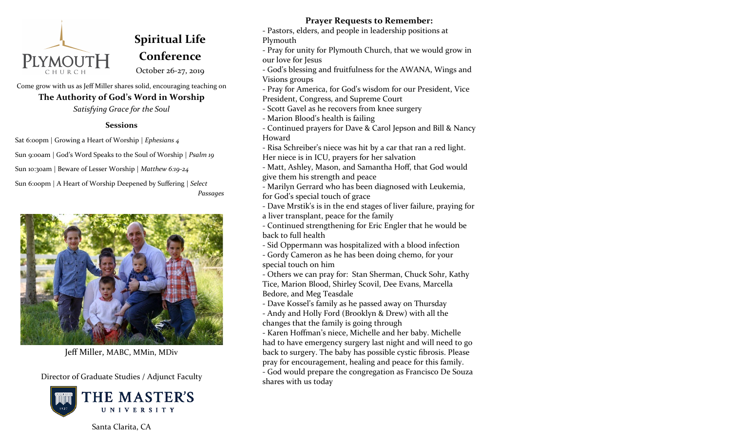PLYMOUTH CHURCH

# Spiritual Life Conference

October 26-27, 2019

Come grow with us as Jeff Miller shares solid, encouraging teaching on

**The Authority of God's Word in Worship**

*Satisfying Grace for the Soul*

### Sessions

Sat 6:00pm | Growing a Heart of Worship | *Ephesians 4*

Sun 9:00am | God's Word Speaks to the Soul of Worship | *Psalm 19*

Sun 10:30am | Beware of Lesser Worship | *Matthew 6:19-24*

Sun 6:00pm | A Heart of Worship Deepened by Suffering | *Select Passages*

Jeff Miller, MABC, MMin, MDiv

Director of Graduate Studies / Adjunct Faculty

THE MASTER'S UNIVERSITY

Santa Clarita, CA

### Prayer Requests to Remember:

- Pastors, elders, and people in leadership positions at Plymouth
- Pray for unity for Plymouth Church, that we would grow in our love for Jesus
- God's blessing and fruitfulness for the AWANA, Wings and Visions groups
- Pray for America, for God's wisdom for our President, Vice President, Congress, and Supreme Court
- Scott Gavel as he recovers from knee surgery
- Marion Blood's health is failing
- Continued prayers for Dave & Carol Jepson and Bill & Nancy Howard
- Risa Schreiber's niece was hit by a car that ran a red light. Her niece is in ICU, prayers for her salvation
- Matt, Ashley, Mason, and Samantha Hoff, that God would give them his strength and peace
- Marilyn Gerrard who has been diagnosed with Leukemia, for God's special touch of grace
- Dave Mrstik's is in the end stages of liver failure, praying for a liver transplant, peace for the family
- Continued strengthening for Eric Engler that he would be back to full health
- Sid Oppermann was hospitalized with a blood infection
- Gordy Cameron as he has been doing chemo, for your special touch on him
- Others we can pray for: Stan Sherman, Chuck Sohr, Kathy Tice, Marion Blood, Shirley Scovil, Dee Evans, Marcella Bedore, and Meg Teasdale
- Dave Kossel's family as he passed away on Thursday
- Andy and Holly Ford (Brooklyn & Drew) with all the changes that the family is going through
- Karen Hoffman's niece, Michelle and her baby. Michelle had to have emergency surgery last night and will need to go back to surgery. The baby has possible cystic fibrosis. Please pray for encouragement, healing and peace for this family.
- God would prepare the congregation as Francisco De Souza shares with us today